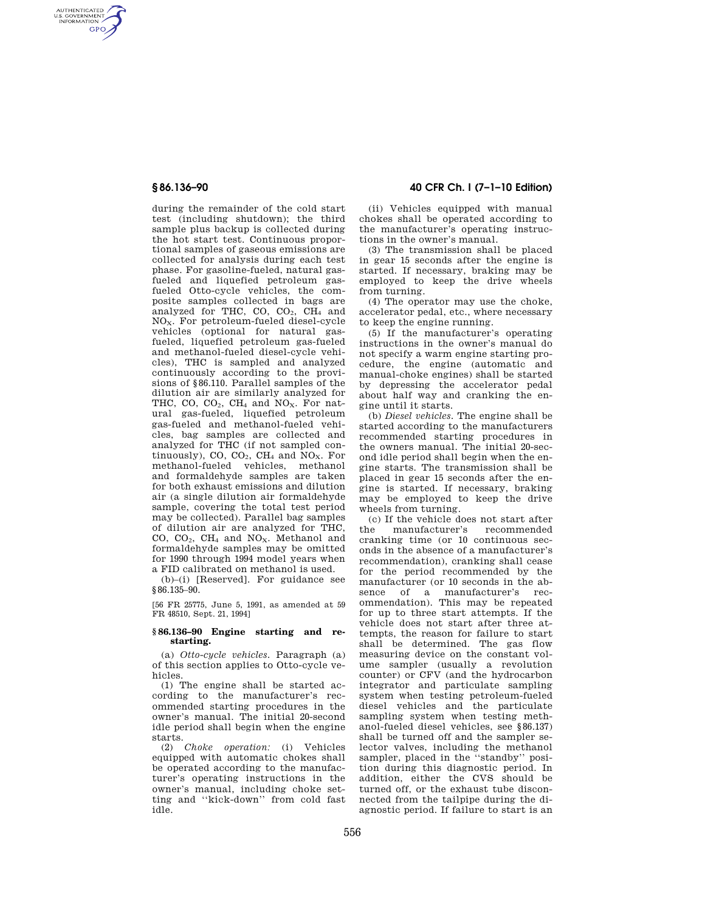during the remainder of the cold start test (including shutdown); the third sample plus backup is collected during the hot start test. Continuous proportional samples of gaseous emissions are collected for analysis during each test phase. For gasoline-fueled, natural gas-fueled and liquefied petroleum gas-fueled Otto-cycle vehicles, the composite samples collected in bags are analyzed for THC, CO, $CO_2$, $CH_4$ and $NO_X$. For petroleum-fueled diesel-cycle vehicles (optional for natural gas-fueled, liquefied petroleum gas-fueled and methanol-fueled diesel-cycle vehicles), THC is sampled and analyzed continuously according to the provisions of §86.110. Parallel samples of the dilution air are similarly analyzed for THC, CO, $CO_2$, $CH_4$ and $NO_X$. For natural gas-fueled, liquefied petroleum gas-fueled and methanol-fueled vehicles, bag samples are collected and analyzed for THC (if not sampled continuously), CO, $CO_2$, $CH_4$ and $NO_X$. For methanol-fueled vehicles, methanol and formaldehyde samples are taken for both exhaust emissions and dilution air (a single dilution air formaldehyde sample, covering the total test period may be collected). Parallel bag samples of dilution air are analyzed for THC, CO, $CO_2$, $CH_4$ and $NO_X$. Methanol and formaldehyde samples may be omitted for 1990 through 1994 model years when a FID calibrated on methanol is used.

(b)–(i) [Reserved]. For guidance see §86.135–90.

[56 FR 25775, June 5, 1991, as amended at 59 FR 48510, Sept. 21, 1994]

### §86.136–90 Engine starting and restarting.

(a) *Otto-cycle vehicles.* Paragraph (a) of this section applies to Otto-cycle vehicles.

(1) The engine shall be started according to the manufacturer's recommended starting procedures in the owner's manual. The initial 20-second idle period shall begin when the engine starts.

(2) *Choke operation:* (i) Vehicles equipped with automatic chokes shall be operated according to the manufacturer's operating instructions in the owner's manual, including choke setting and "kick-down" from cold fast idle.

(ii) Vehicles equipped with manual chokes shall be operated according to the manufacturer's operating instructions in the owner's manual.

(3) The transmission shall be placed in gear 15 seconds after the engine is started. If necessary, braking may be employed to keep the drive wheels from turning.

(4) The operator may use the choke, accelerator pedal, etc., where necessary to keep the engine running.

(5) If the manufacturer's operating instructions in the owner's manual do not specify a warm engine starting procedure, the engine (automatic and manual-choke engines) shall be started by depressing the accelerator pedal about half way and cranking the engine until it starts.

(b) *Diesel vehicles.* The engine shall be started according to the manufacturers recommended starting procedures in the owners manual. The initial 20-second idle period shall begin when the engine starts. The transmission shall be placed in gear 15 seconds after the engine is started. If necessary, braking may be employed to keep the drive wheels from turning.

(c) If the vehicle does not start after the manufacturer's recommended cranking time (or 10 continuous seconds in the absence of a manufacturer's recommendation), cranking shall cease for the period recommended by the manufacturer (or 10 seconds in the absence of a manufacturer's recommendation). This may be repeated for up to three start attempts. If the vehicle does not start after three attempts, the reason for failure to start shall be determined. The gas flow measuring device on the constant volume sampler (usually a revolution counter) or CFV (and the hydrocarbon integrator and particulate sampling system when testing petroleum-fueled diesel vehicles and the particulate sampling system when testing methanol-fueled diesel vehicles, see §86.137) shall be turned off and the sampler selector valves, including the methanol sampler, placed in the "standby" position during this diagnostic period. In addition, either the CVS should be turned off, or the exhaust tube disconnected from the tailpipe during the diagnostic period. If failure to start is an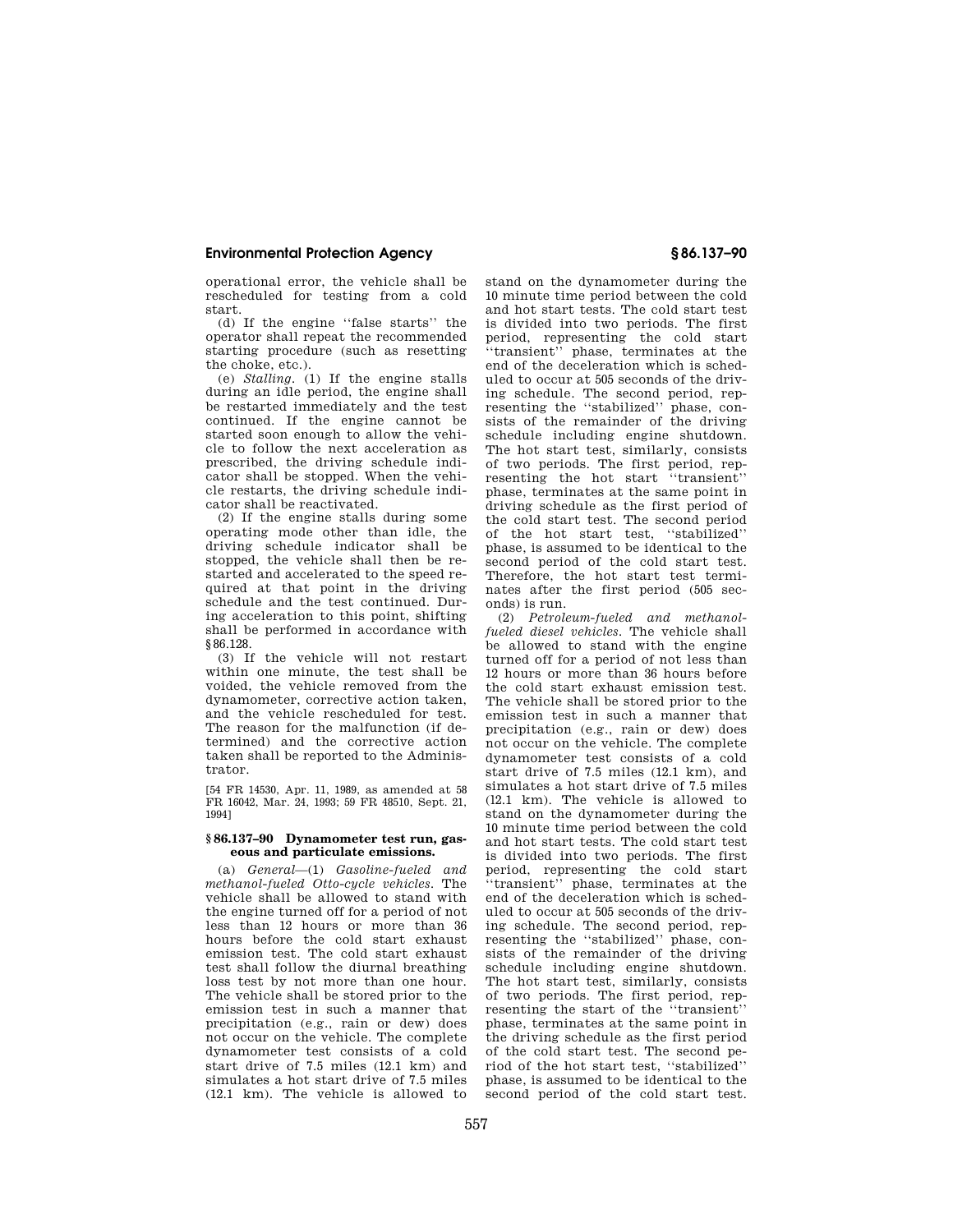operational error, the vehicle shall be rescheduled for testing from a cold start.

(d) If the engine ''false starts'' the operator shall repeat the recommended starting procedure (such as resetting the choke, etc.).

(e) *Stalling.* (1) If the engine stalls during an idle period, the engine shall be restarted immediately and the test continued. If the engine cannot be started soon enough to allow the vehicle to follow the next acceleration as prescribed, the driving schedule indicator shall be stopped. When the vehicle restarts, the driving schedule indicator shall be reactivated.

(2) If the engine stalls during some operating mode other than idle, the driving schedule indicator shall be stopped, the vehicle shall then be restarted and accelerated to the speed required at that point in the driving schedule and the test continued. During acceleration to this point, shifting shall be performed in accordance with §86.128.

(3) If the vehicle will not restart within one minute, the test shall be voided, the vehicle removed from the dynamometer, corrective action taken, and the vehicle rescheduled for test. The reason for the malfunction (if determined) and the corrective action taken shall be reported to the Administrator.

[54 FR 14530, Apr. 11, 1989, as amended at 58 FR 16042, Mar. 24, 1993; 59 FR 48510, Sept. 21, 1994]

### §86.137–90 Dynamometer test run, gaseous and particulate emissions.

(a) *General*—(1) *Gasoline-fueled and methanol-fueled Otto-cycle vehicles.* The vehicle shall be allowed to stand with the engine turned off for a period of not less than 12 hours or more than 36 hours before the cold start exhaust emission test. The cold start exhaust test shall follow the diurnal breathing loss test by not more than one hour. The vehicle shall be stored prior to the emission test in such a manner that precipitation (e.g., rain or dew) does not occur on the vehicle. The complete dynamometer test consists of a cold start drive of 7.5 miles (12.1 km) and simulates a hot start drive of 7.5 miles (12.1 km). The vehicle is allowed to stand on the dynamometer during the 10 minute time period between the cold and hot start tests. The cold start test is divided into two periods. The first period, representing the cold start ''transient'' phase, terminates at the end of the deceleration which is scheduled to occur at 505 seconds of the driving schedule. The second period, representing the ''stabilized'' phase, consists of the remainder of the driving schedule including engine shutdown. The hot start test, similarly, consists of two periods. The first period, representing the hot start ''transient'' phase, terminates at the same point in driving schedule as the first period of the cold start test. The second period of the hot start test, ''stabilized'' phase, is assumed to be identical to the second period of the cold start test. Therefore, the hot start test terminates after the first period (505 seconds) is run.

(2) *Petroleum-fueled and methanol-fueled diesel vehicles.* The vehicle shall be allowed to stand with the engine turned off for a period of not less than 12 hours or more than 36 hours before the cold start exhaust emission test. The vehicle shall be stored prior to the emission test in such a manner that precipitation (e.g., rain or dew) does not occur on the vehicle. The complete dynamometer test consists of a cold start drive of 7.5 miles (12.1 km), and simulates a hot start drive of 7.5 miles (12.1 km). The vehicle is allowed to stand on the dynamometer during the 10 minute time period between the cold and hot start tests. The cold start test is divided into two periods. The first period, representing the cold start ''transient'' phase, terminates at the end of the deceleration which is scheduled to occur at 505 seconds of the driving schedule. The second period, representing the ''stabilized'' phase, consists of the remainder of the driving schedule including engine shutdown. The hot start test, similarly, consists of two periods. The first period, representing the start of the ''transient'' phase, terminates at the same point in the driving schedule as the first period of the cold start test. The second period of the hot start test, ''stabilized'' phase, is assumed to be identical to the second period of the cold start test.